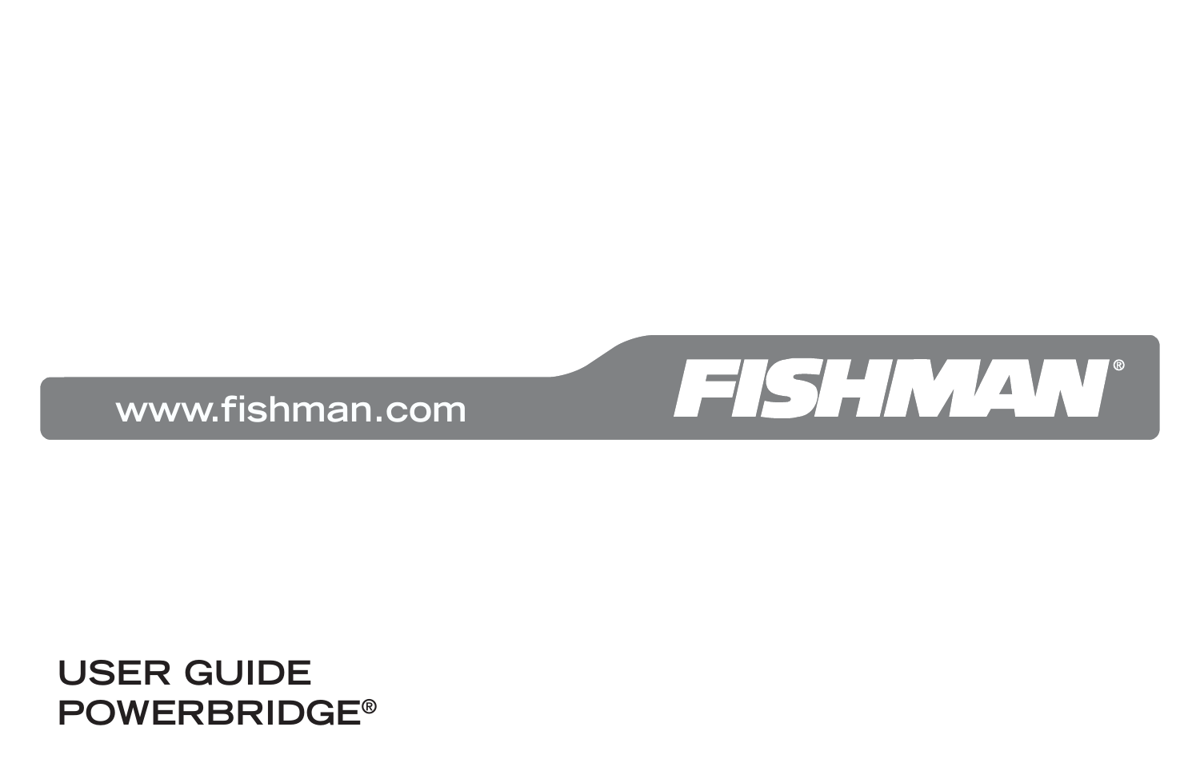www.fishman.com

FISHMAN®

# USER GUIDE
# POWERBRIDGE®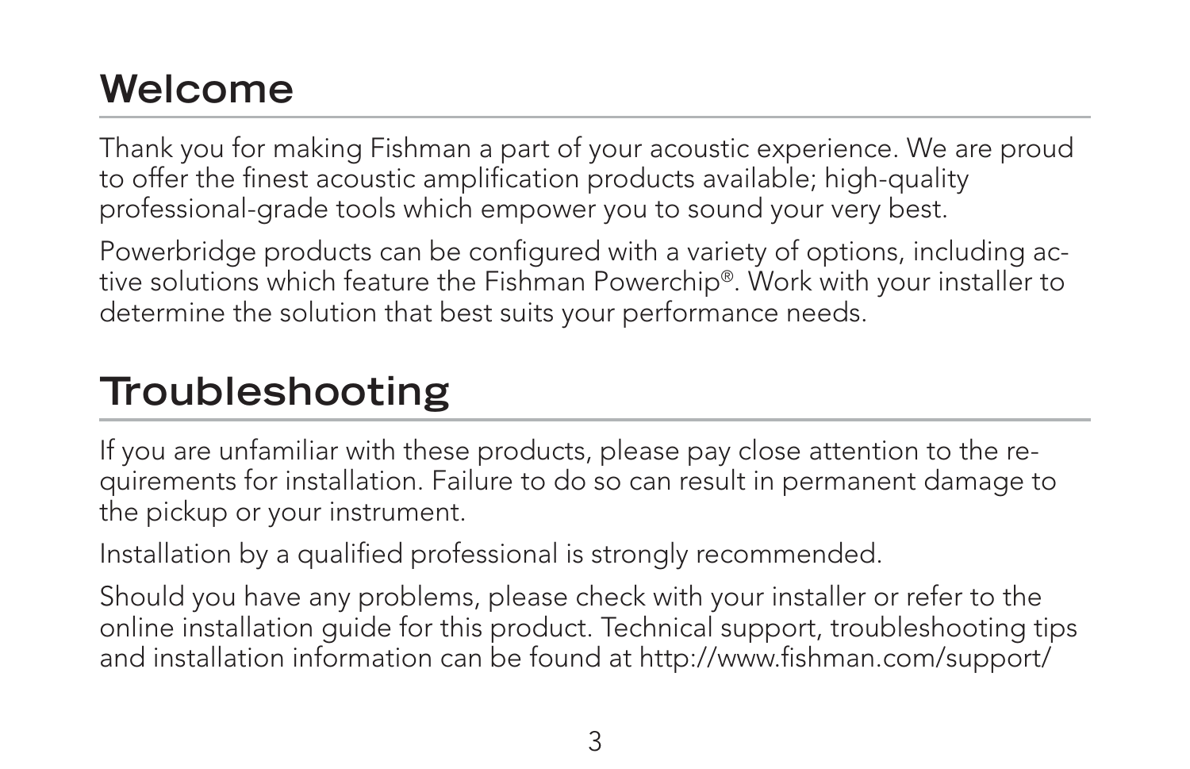# Welcome

Thank you for making Fishman a part of your acoustic experience. We are proud to offer the finest acoustic amplification products available; high-quality professional-grade tools which empower you to sound your very best.

Powerbridge products can be configured with a variety of options, including active solutions which feature the Fishman Powerchip®. Work with your installer to determine the solution that best suits your performance needs.

# Troubleshooting

If you are unfamiliar with these products, please pay close attention to the requirements for installation. Failure to do so can result in permanent damage to the pickup or your instrument.

Installation by a qualified professional is strongly recommended.

Should you have any problems, please check with your installer or refer to the online installation guide for this product. Technical support, troubleshooting tips and installation information can be found at http://www.fishman.com/support/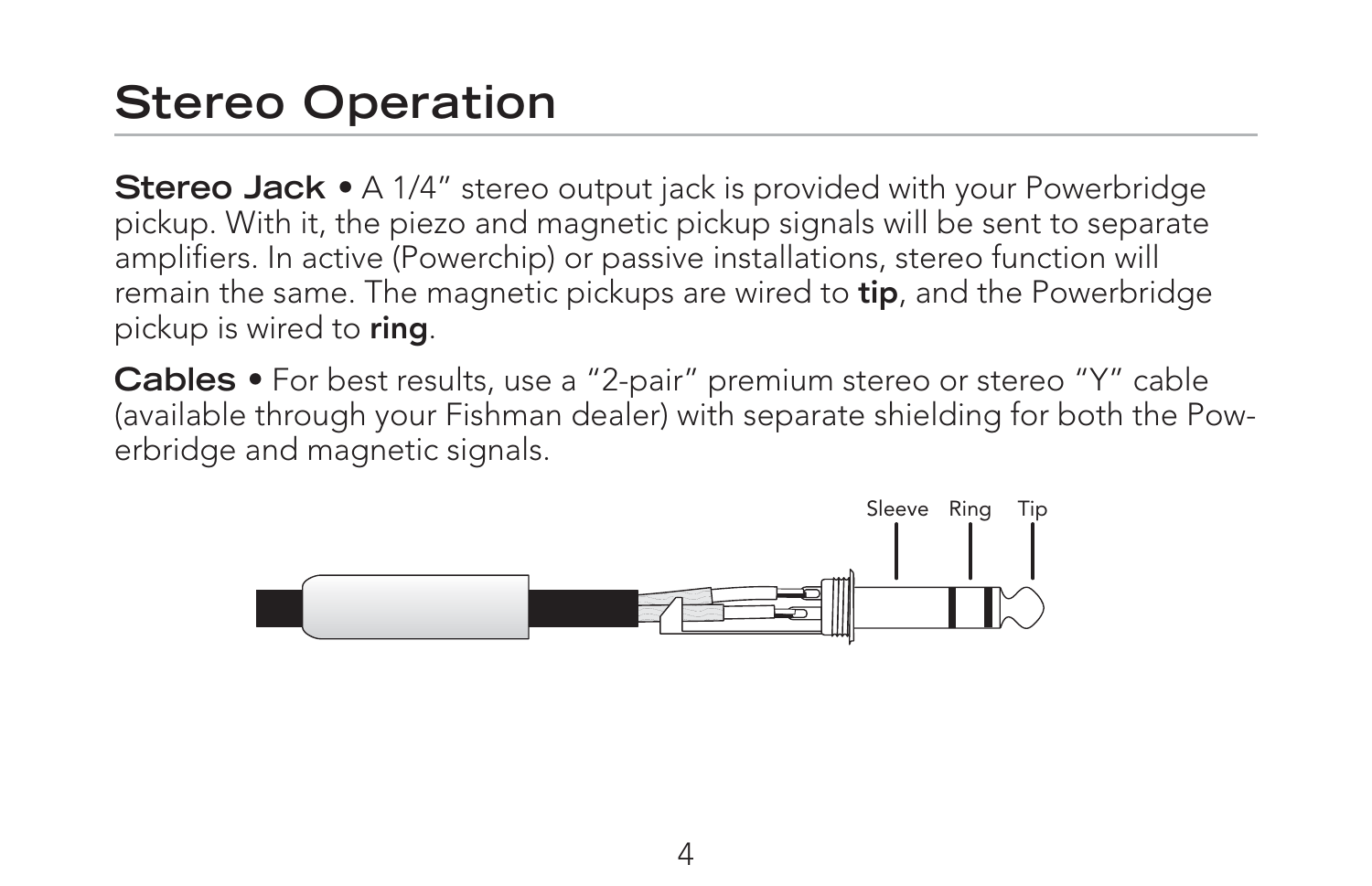# Stereo Operation

**Stereo Jack** • A 1/4" stereo output jack is provided with your Powerbridge pickup. With it, the piezo and magnetic pickup signals will be sent to separate amplifiers. In active (Powerchip) or passive installations, stereo function will remain the same. The magnetic pickups are wired to **tip**, and the Powerbridge pickup is wired to **ring**.

**Cables** • For best results, use a "2-pair" premium stereo or stereo "Y" cable (available through your Fishman dealer) with separate shielding for both the Powerbridge and magnetic signals.

Sleeve Ring Tip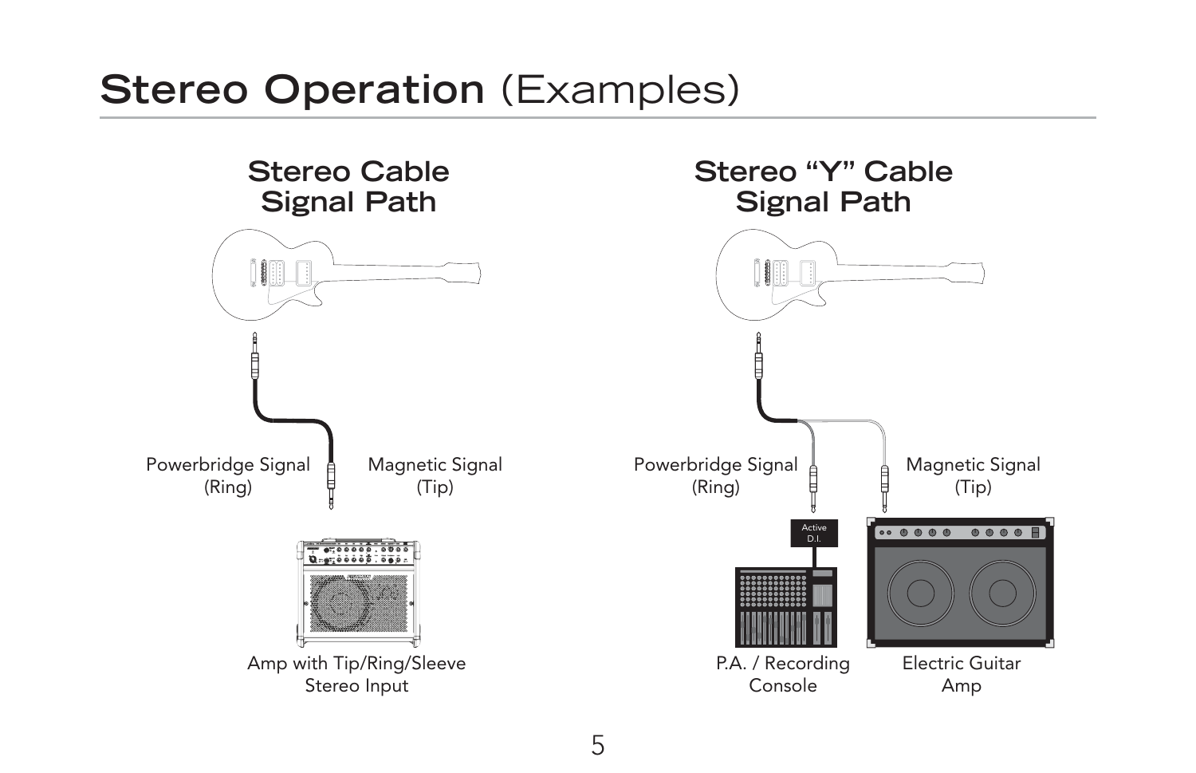# Stereo Operation (Examples)

## Stereo Cable Signal Path

Powerbridge Signal (Ring)

Magnetic Signal (Tip)

Amp with Tip/Ring/Sleeve Stereo Input

## Stereo "Y" Cable Signal Path

Powerbridge Signal (Ring)

Magnetic Signal (Tip)

Active D.I.

P.A. / Recording Console

Electric Guitar Amp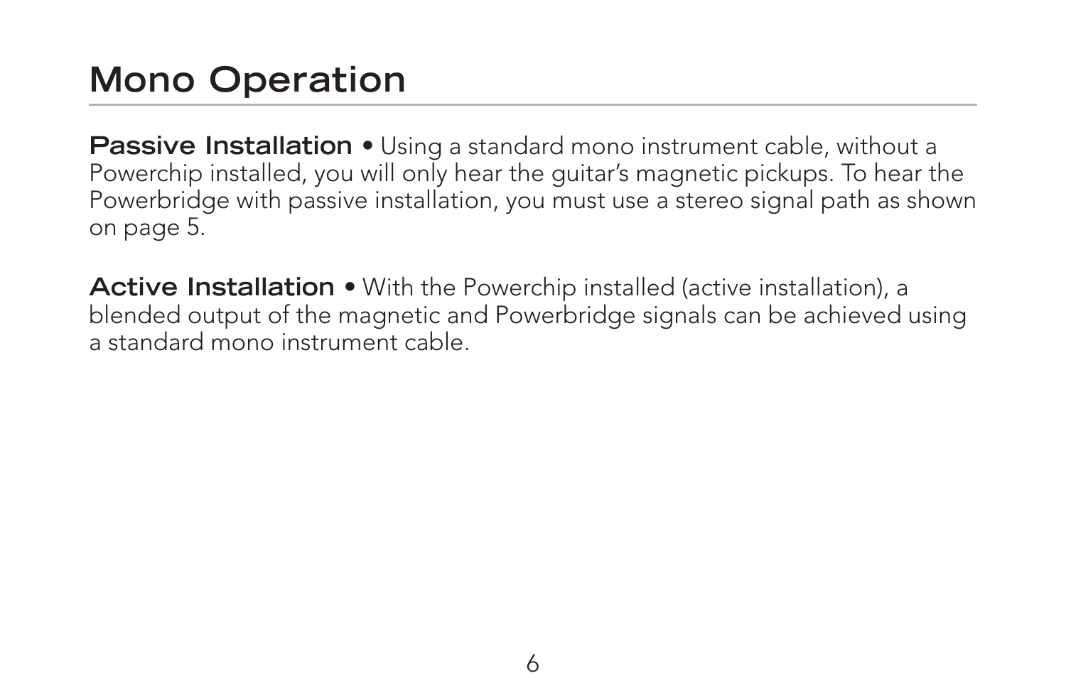# Mono Operation

**Passive Installation** • Using a standard mono instrument cable, without a Powerchip installed, you will only hear the guitar's magnetic pickups. To hear the Powerbridge with passive installation, you must use a stereo signal path as shown on page 5.

**Active Installation** • With the Powerchip installed (active installation), a blended output of the magnetic and Powerbridge signals can be achieved using a standard mono instrument cable.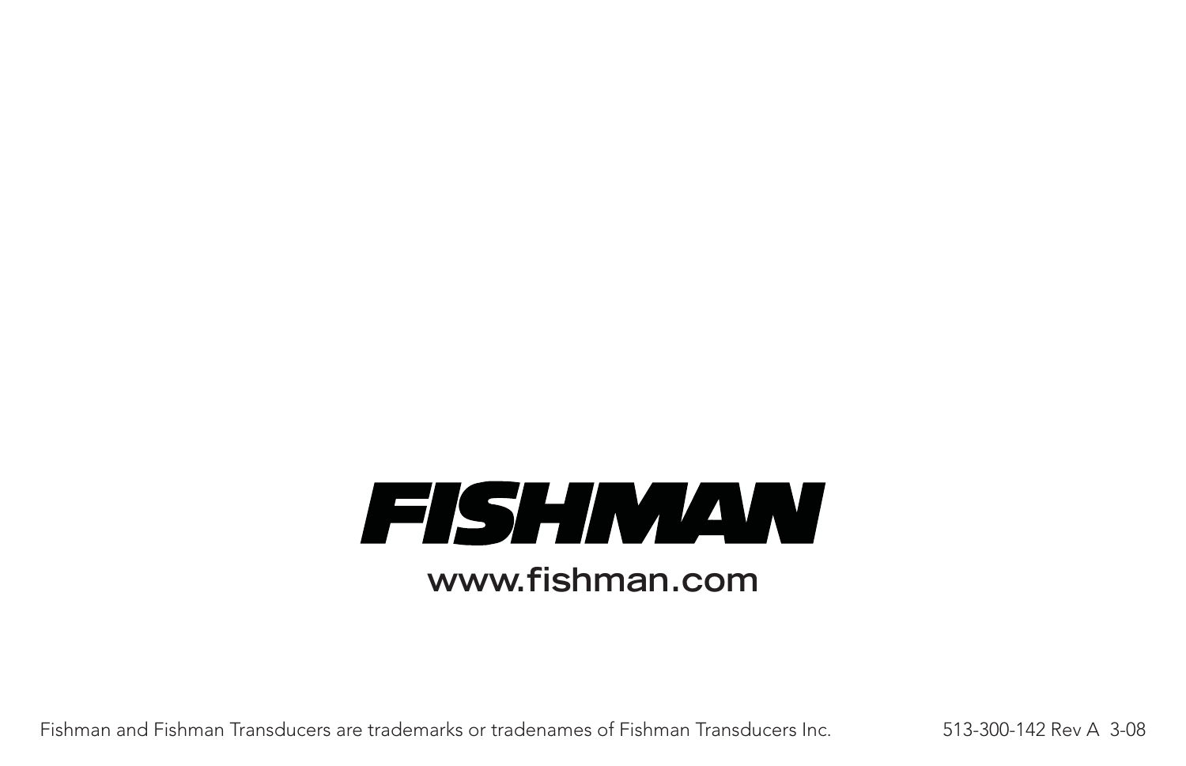FISHMAN

www.fishman.com

Fishman and Fishman Transducers are trademarks or tradenames of Fishman Transducers Inc.

513-300-142 Rev A 3-08